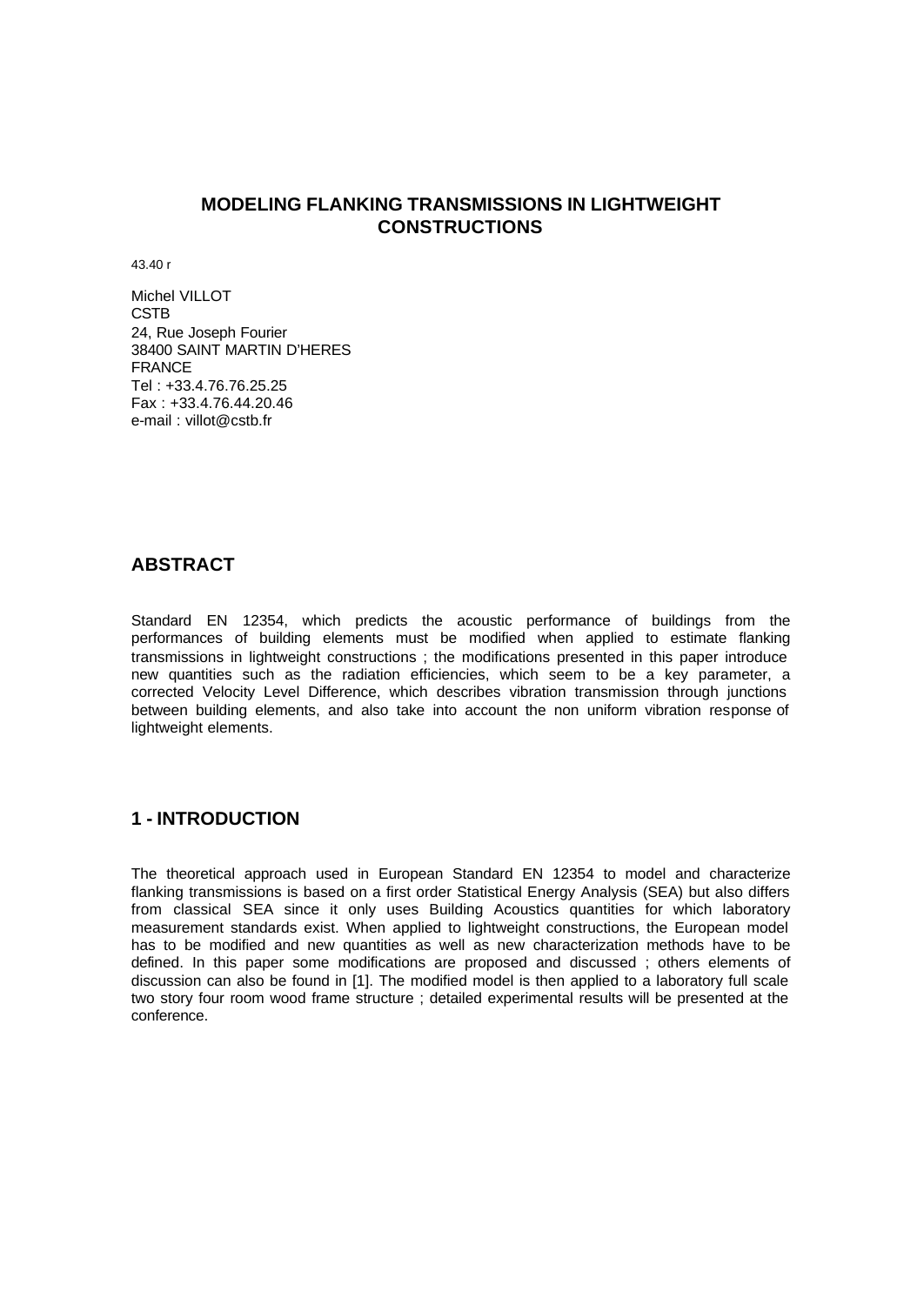# MODELING FLANKING TRANSMISSIONS IN LIGHTWEIGHT CONSTRUCTIONS

43.40 r

Michel VILLOT
CSTB
24, Rue Joseph Fourier
38400 SAINT MARTIN D'HERES
FRANCE
Tel : +33.4.76.76.25.25
Fax : +33.4.76.44.20.46
e-mail : villot@cstb.fr

## ABSTRACT

Standard EN 12354, which predicts the acoustic performance of buildings from the performances of building elements must be modified when applied to estimate flanking transmissions in lightweight constructions ; the modifications presented in this paper introduce new quantities such as the radiation efficiencies, which seem to be a key parameter, a corrected Velocity Level Difference, which describes vibration transmission through junctions between building elements, and also take into account the non uniform vibration response of lightweight elements.

## 1 - INTRODUCTION

The theoretical approach used in European Standard EN 12354 to model and characterize flanking transmissions is based on a first order Statistical Energy Analysis (SEA) but also differs from classical SEA since it only uses Building Acoustics quantities for which laboratory measurement standards exist. When applied to lightweight constructions, the European model has to be modified and new quantities as well as new characterization methods have to be defined. In this paper some modifications are proposed and discussed ; others elements of discussion can also be found in [1]. The modified model is then applied to a laboratory full scale two story four room wood frame structure ; detailed experimental results will be presented at the conference.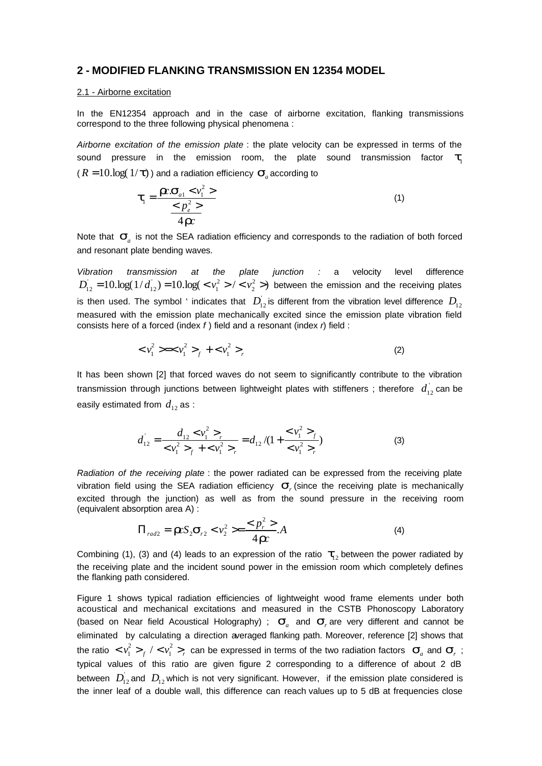## 2 - MODIFIED FLANKING TRANSMISSION EN 12354 MODEL

### 2.1 - Airborne excitation

In the EN12354 approach and in the case of airborne excitation, flanking transmissions correspond to the three following physical phenomena :

*Airborne excitation of the emission plate* : the plate velocity can be expressed in terms of the sound pressure in the emission room, the plate sound transmission factor $\tau_1$ ($R = 10.\log(1/\tau)$) and a radiation efficiency $\sigma_a$ according to

$$\tau_1 = \frac{\rho c.\sigma_{a1} < v_1^2 >}{\dfrac{< p_e^2 >}{4\rho c}} \qquad (1)$$

Note that $\sigma_a$ is not the SEA radiation efficiency and corresponds to the radiation of both forced and resonant plate bending waves.

*Vibration transmission at the plate junction :* a velocity level difference $D_{12}^{'} = 10.\log(1/d_{12}^{'}) = 10.\log(< v_1^2 > / < v_2^2 >)$ between the emission and the receiving plates is then used. The symbol ' indicates that $D_{12}^{'}$ is different from the vibration level difference $D_{12}$ measured with the emission plate mechanically excited since the emission plate vibration field consists here of a forced (index *f* ) field and a resonant (index *r*) field :

$$< v_1^2 > = < v_1^2 >_f + < v_1^2 >_r \qquad (2)$$

It has been shown [2] that forced waves do not seem to significantly contribute to the vibration transmission through junctions between lightweight plates with stiffeners ; therefore $d_{12}^{'}$ can be easily estimated from $d_{12}$ as :

$$d_{12}^{'} = \frac{d_{12} < v_1^2 >_r}{< v_1^2 >_f + < v_1^2 >_r} = d_{12} / (1 + \frac{< v_1^2 >_f}{< v_1^2 >_r}) \qquad (3)$$

*Radiation of the receiving plate* : the power radiated can be expressed from the receiving plate vibration field using the SEA radiation efficiency $\sigma_r$ (since the receiving plate is mechanically excited through the junction) as well as from the sound pressure in the receiving room (equivalent absorption area A) :

$$\Pi_{rad2} = \rho c S_2 \sigma_{r2} < v_2^2 > = \frac{< p_r^2 >}{4\rho c}.A \qquad (4)$$

Combining (1), (3) and (4) leads to an expression of the ratio $\tau_{12}$ between the power radiated by the receiving plate and the incident sound power in the emission room which completely defines the flanking path considered.

Figure 1 shows typical radiation efficiencies of lightweight wood frame elements under both acoustical and mechanical excitations and measured in the CSTB Phonoscopy Laboratory (based on Near field Acoustical Holography) ; $\sigma_a$ and $\sigma_r$ are very different and cannot be eliminated by calculating a direction averaged flanking path. Moreover, reference [2] shows that the ratio $< v_1^2 >_f / < v_1^2 >_r$ can be expressed in terms of the two radiation factors $\sigma_a$ and $\sigma_r$ ; typical values of this ratio are given figure 2 corresponding to a difference of about 2 dB between $D_{12}^{'}$ and $D_{12}$ which is not very significant. However, if the emission plate considered is the inner leaf of a double wall, this difference can reach values up to 5 dB at frequencies close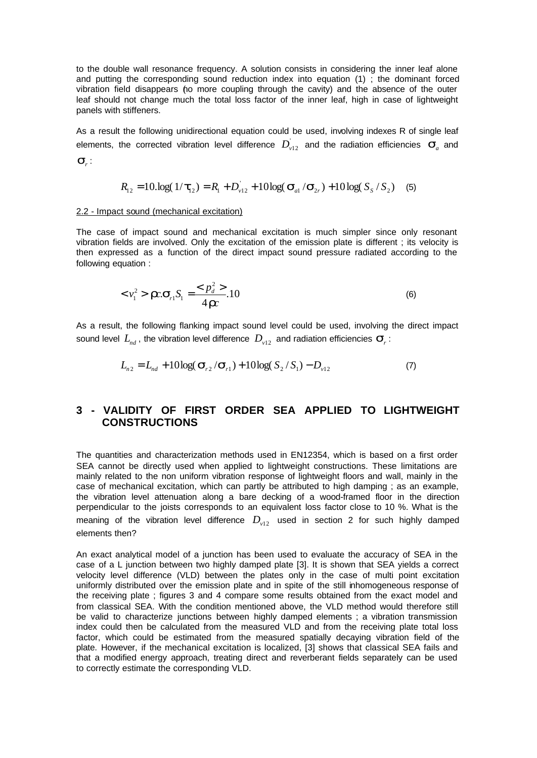to the double wall resonance frequency. A solution consists in considering the inner leaf alone and putting the corresponding sound reduction index into equation (1) ; the dominant forced vibration field disappears (no more coupling through the cavity) and the absence of the outer leaf should not change much the total loss factor of the inner leaf, high in case of lightweight panels with stiffeners.

As a result the following unidirectional equation could be used, involving indexes R of single leaf elements, the corrected vibration level difference $D'_{v12}$ and the radiation efficiencies $\sigma_a$ and $\sigma_r$ :

$$R_{12} = 10.\log(1/\tau_{12}) = R_1 + D'_{v12} + 10\log(\sigma_{a1}/\sigma_{2r}) + 10\log(S_S/S_2) \quad (5)$$

2.2 - Impact sound (mechanical excitation)

The case of impact sound and mechanical excitation is much simpler since only resonant vibration fields are involved. Only the excitation of the emission plate is different ; its velocity is then expressed as a function of the direct impact sound pressure radiated according to the following equation :

$$< v_1^2 > \rho c.\sigma_{r1} S_1 = \frac{< p_d^2 >}{4\rho c}.10 \quad (6)$$

As a result, the following flanking impact sound level could be used, involving the direct impact sound level $L_{nd}$ , the vibration level difference $D_{v12}$ and radiation efficiencies $\sigma_r$ :

$$L_{n2} = L_{nd} + 10\log(\sigma_{r2}/\sigma_{r1}) + 10\log(S_2/S_1) - D_{v12} \quad (7)$$

## 3 - VALIDITY OF FIRST ORDER SEA APPLIED TO LIGHTWEIGHT CONSTRUCTIONS

The quantities and characterization methods used in EN12354, which is based on a first order SEA cannot be directly used when applied to lightweight constructions. These limitations are mainly related to the non uniform vibration response of lightweight floors and wall, mainly in the case of mechanical excitation, which can partly be attributed to high damping ; as an example, the vibration level attenuation along a bare decking of a wood-framed floor in the direction perpendicular to the joists corresponds to an equivalent loss factor close to 10 %. What is the meaning of the vibration level difference $D_{v12}$ used in section 2 for such highly damped elements then?

An exact analytical model of a junction has been used to evaluate the accuracy of SEA in the case of a L junction between two highly damped plate [3]. It is shown that SEA yields a correct velocity level difference (VLD) between the plates only in the case of multi point excitation uniformly distributed over the emission plate and in spite of the still inhomogeneous response of the receiving plate ; figures 3 and 4 compare some results obtained from the exact model and from classical SEA. With the condition mentioned above, the VLD method would therefore still be valid to characterize junctions between highly damped elements ; a vibration transmission index could then be calculated from the measured VLD and from the receiving plate total loss factor, which could be estimated from the measured spatially decaying vibration field of the plate. However, if the mechanical excitation is localized, [3] shows that classical SEA fails and that a modified energy approach, treating direct and reverberant fields separately can be used to correctly estimate the corresponding VLD.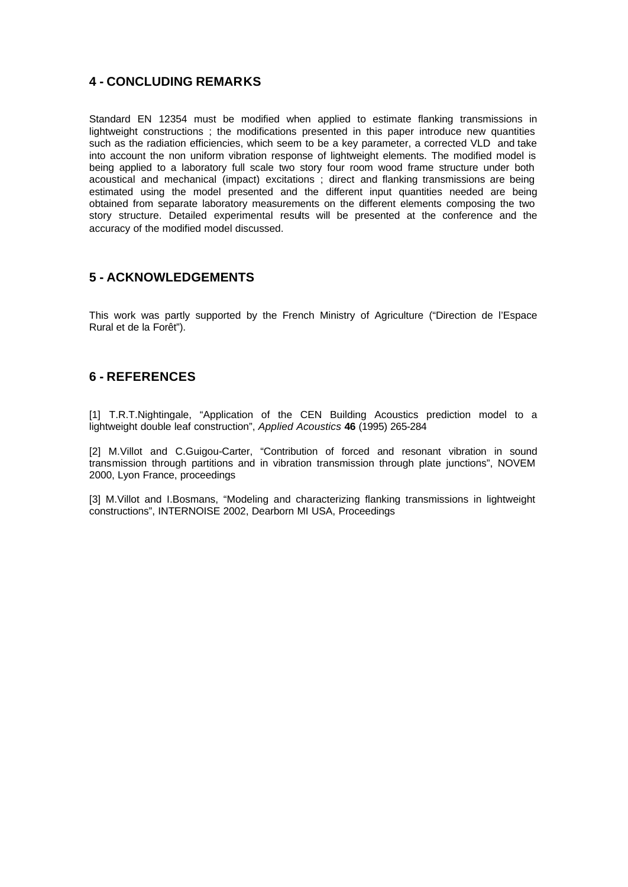## 4 - CONCLUDING REMARKS

Standard EN 12354 must be modified when applied to estimate flanking transmissions in lightweight constructions ; the modifications presented in this paper introduce new quantities such as the radiation efficiencies, which seem to be a key parameter, a corrected VLD and take into account the non uniform vibration response of lightweight elements. The modified model is being applied to a laboratory full scale two story four room wood frame structure under both acoustical and mechanical (impact) excitations ; direct and flanking transmissions are being estimated using the model presented and the different input quantities needed are being obtained from separate laboratory measurements on the different elements composing the two story structure. Detailed experimental results will be presented at the conference and the accuracy of the modified model discussed.

## 5 - ACKNOWLEDGEMENTS

This work was partly supported by the French Ministry of Agriculture ("Direction de l'Espace Rural et de la Forêt").

## 6 - REFERENCES

[1] T.R.T.Nightingale, "Application of the CEN Building Acoustics prediction model to a lightweight double leaf construction", *Applied Acoustics* **46** (1995) 265-284

[2] M.Villot and C.Guigou-Carter, "Contribution of forced and resonant vibration in sound transmission through partitions and in vibration transmission through plate junctions", NOVEM 2000, Lyon France, proceedings

[3] M.Villot and I.Bosmans, "Modeling and characterizing flanking transmissions in lightweight constructions", INTERNOISE 2002, Dearborn MI USA, Proceedings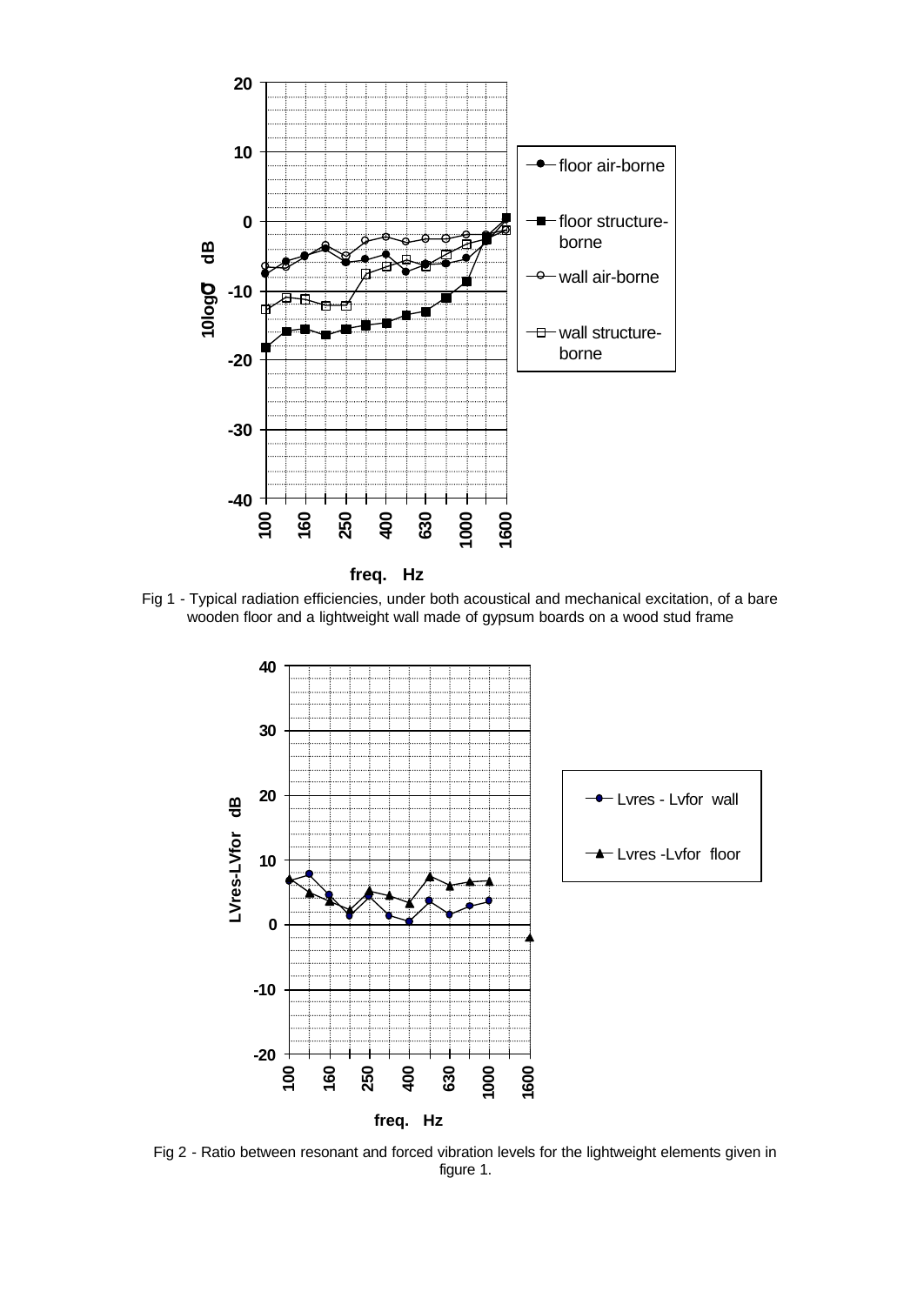Fig 1 - Typical radiation efficiencies, under both acoustical and mechanical excitation, of a bare wooden floor and a lightweight wall made of gypsum boards on a wood stud frame

Fig 2 - Ratio between resonant and forced vibration levels for the lightweight elements given in figure 1.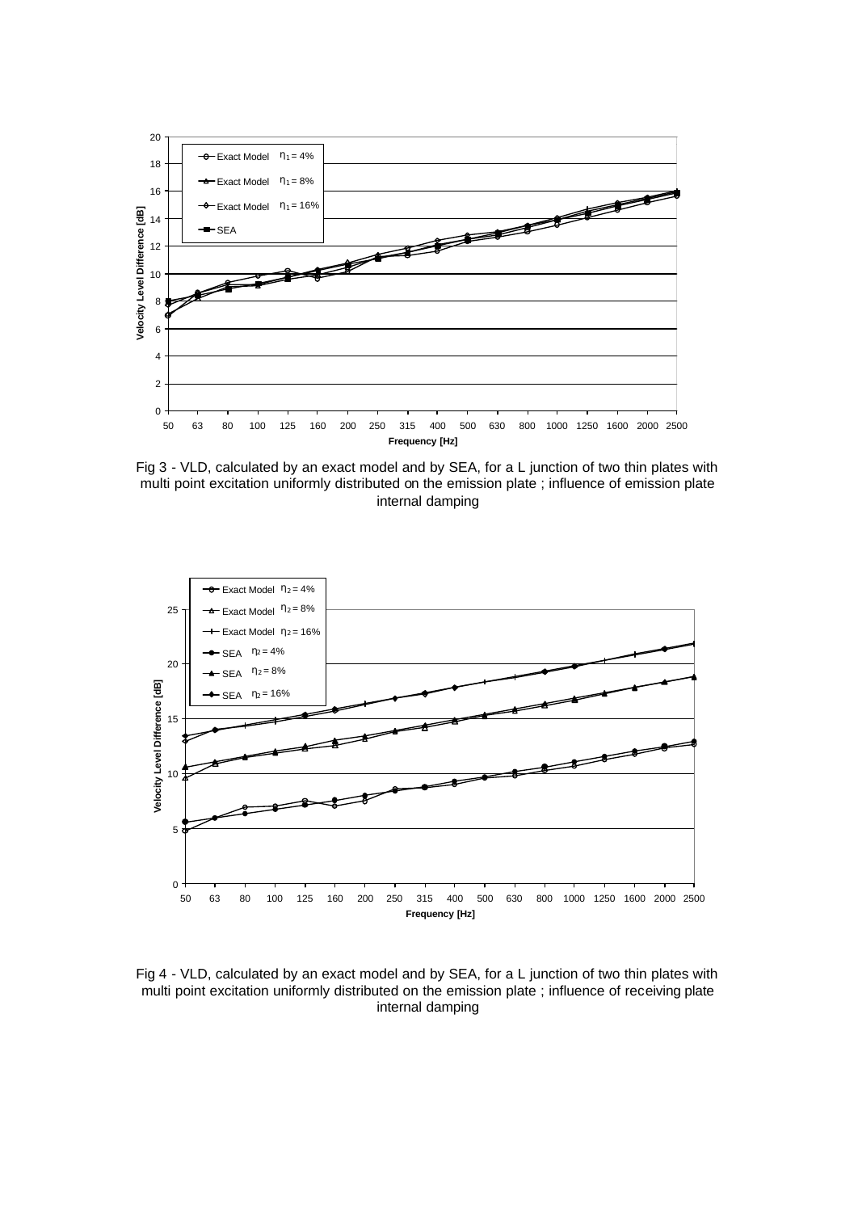20

18

16

14

12

10

8

6

4

2

0

Velocity Level Difference [dB]

Exact Model $\eta_1 = 4\%$

Exact Model $\eta_1 = 8\%$

Exact Model $\eta_1 = 16\%$

SEA

50 63 80 100 125 160 200 250 315 400 500 630 800 1000 1250 1600 2000 2500

Frequency [Hz]

Fig 3 - VLD, calculated by an exact model and by SEA, for a L junction of two thin plates with multi point excitation uniformly distributed on the emission plate ; influence of emission plate internal damping

25

20

15

10

5

0

Velocity Level Difference [dB]

Exact Model $\eta_2 = 4\%$

Exact Model $\eta_2 = 8\%$

Exact Model $\eta_2 = 16\%$

SEA $\eta_2 = 4\%$

SEA $\eta_2 = 8\%$

SEA $\eta_2 = 16\%$

50 63 80 100 125 160 200 250 315 400 500 630 800 1000 1250 1600 2000 2500

Frequency [Hz]

Fig 4 - VLD, calculated by an exact model and by SEA, for a L junction of two thin plates with multi point excitation uniformly distributed on the emission plate ; influence of receiving plate internal damping